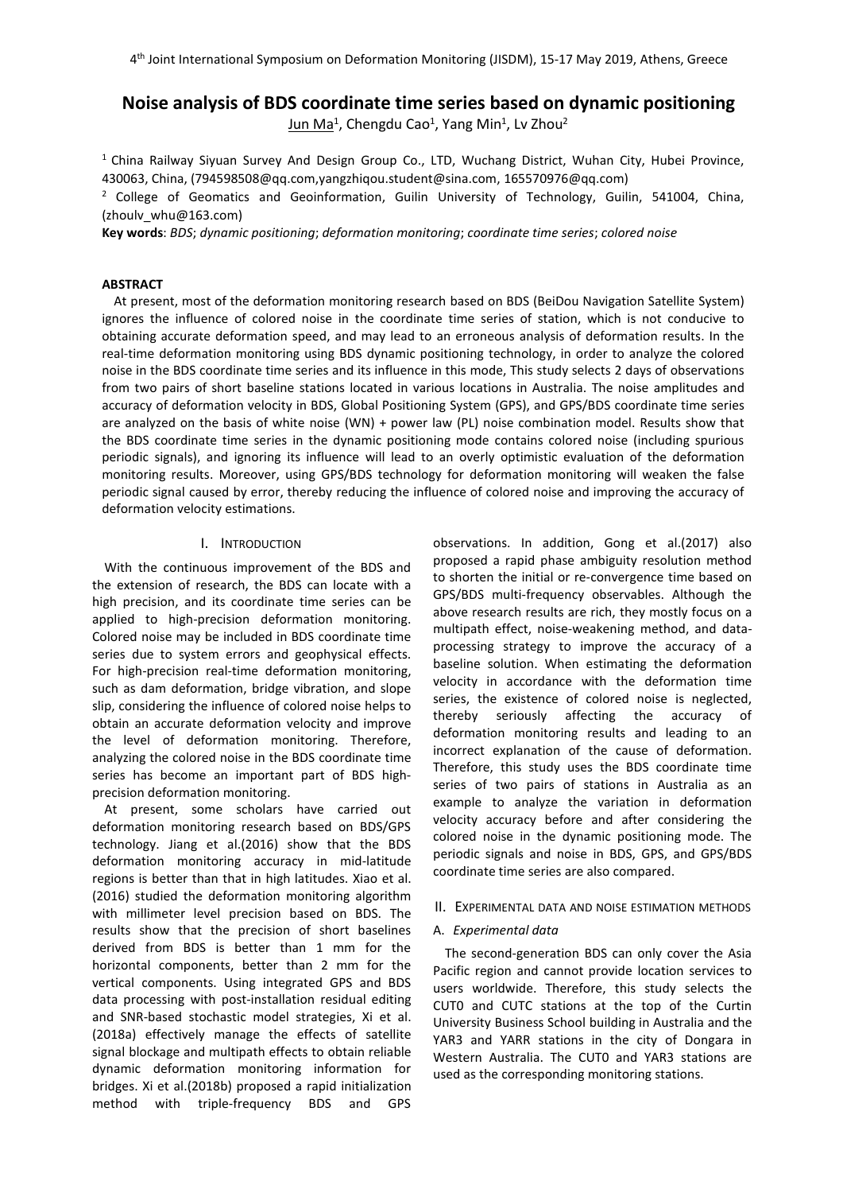# Noise analysis of BDS coordinate time series based on dynamic positioning

Jun Ma[1], Chengdu Cao[1], Yang Min[1], Lv Zhou[2]

[1] China Railway Siyuan Survey And Design Group Co., LTD, Wuchang District, Wuhan City, Hubei Province, 430063, China, (794598508@qq.com,yangzhiqou.student@sina.com, 165570976@qq.com)

[2] College of Geomatics and Geoinformation, Guilin University of Technology, Guilin, 541004, China, (zhoulv_whu@163.com)

**Key words**: *BDS*; *dynamic positioning*; *deformation monitoring*; *coordinate time series*; *colored noise*

## ABSTRACT

At present, most of the deformation monitoring research based on BDS (BeiDou Navigation Satellite System) ignores the influence of colored noise in the coordinate time series of station, which is not conducive to obtaining accurate deformation speed, and may lead to an erroneous analysis of deformation results. In the real-time deformation monitoring using BDS dynamic positioning technology, in order to analyze the colored noise in the BDS coordinate time series and its influence in this mode, This study selects 2 days of observations from two pairs of short baseline stations located in various locations in Australia. The noise amplitudes and accuracy of deformation velocity in BDS, Global Positioning System (GPS), and GPS/BDS coordinate time series are analyzed on the basis of white noise (WN) + power law (PL) noise combination model. Results show that the BDS coordinate time series in the dynamic positioning mode contains colored noise (including spurious periodic signals), and ignoring its influence will lead to an overly optimistic evaluation of the deformation monitoring results. Moreover, using GPS/BDS technology for deformation monitoring will weaken the false periodic signal caused by error, thereby reducing the influence of colored noise and improving the accuracy of deformation velocity estimations.

## I. Introduction

With the continuous improvement of the BDS and the extension of research, the BDS can locate with a high precision, and its coordinate time series can be applied to high-precision deformation monitoring. Colored noise may be included in BDS coordinate time series due to system errors and geophysical effects. For high-precision real-time deformation monitoring, such as dam deformation, bridge vibration, and slope slip, considering the influence of colored noise helps to obtain an accurate deformation velocity and improve the level of deformation monitoring. Therefore, analyzing the colored noise in the BDS coordinate time series has become an important part of BDS high-precision deformation monitoring.

At present, some scholars have carried out deformation monitoring research based on BDS/GPS technology. Jiang et al.(2016) show that the BDS deformation monitoring accuracy in mid-latitude regions is better than that in high latitudes. Xiao et al. (2016) studied the deformation monitoring algorithm with millimeter level precision based on BDS. The results show that the precision of short baselines derived from BDS is better than 1 mm for the horizontal components, better than 2 mm for the vertical components. Using integrated GPS and BDS data processing with post-installation residual editing and SNR-based stochastic model strategies, Xi et al. (2018a) effectively manage the effects of satellite signal blockage and multipath effects to obtain reliable dynamic deformation monitoring information for bridges. Xi et al.(2018b) proposed a rapid initialization method with triple-frequency BDS and GPS observations. In addition, Gong et al.(2017) also proposed a rapid phase ambiguity resolution method to shorten the initial or re-convergence time based on GPS/BDS multi-frequency observables. Although the above research results are rich, they mostly focus on a multipath effect, noise-weakening method, and data-processing strategy to improve the accuracy of a baseline solution. When estimating the deformation velocity in accordance with the deformation time series, the existence of colored noise is neglected, thereby seriously affecting the accuracy of deformation monitoring results and leading to an incorrect explanation of the cause of deformation. Therefore, this study uses the BDS coordinate time series of two pairs of stations in Australia as an example to analyze the variation in deformation velocity accuracy before and after considering the colored noise in the dynamic positioning mode. The periodic signals and noise in BDS, GPS, and GPS/BDS coordinate time series are also compared.

## II. Experimental data and noise estimation methods

### A. *Experimental data*

The second-generation BDS can only cover the Asia Pacific region and cannot provide location services to users worldwide. Therefore, this study selects the CUT0 and CUTC stations at the top of the Curtin University Business School building in Australia and the YAR3 and YARR stations in the city of Dongara in Western Australia. The CUT0 and YAR3 stations are used as the corresponding monitoring stations.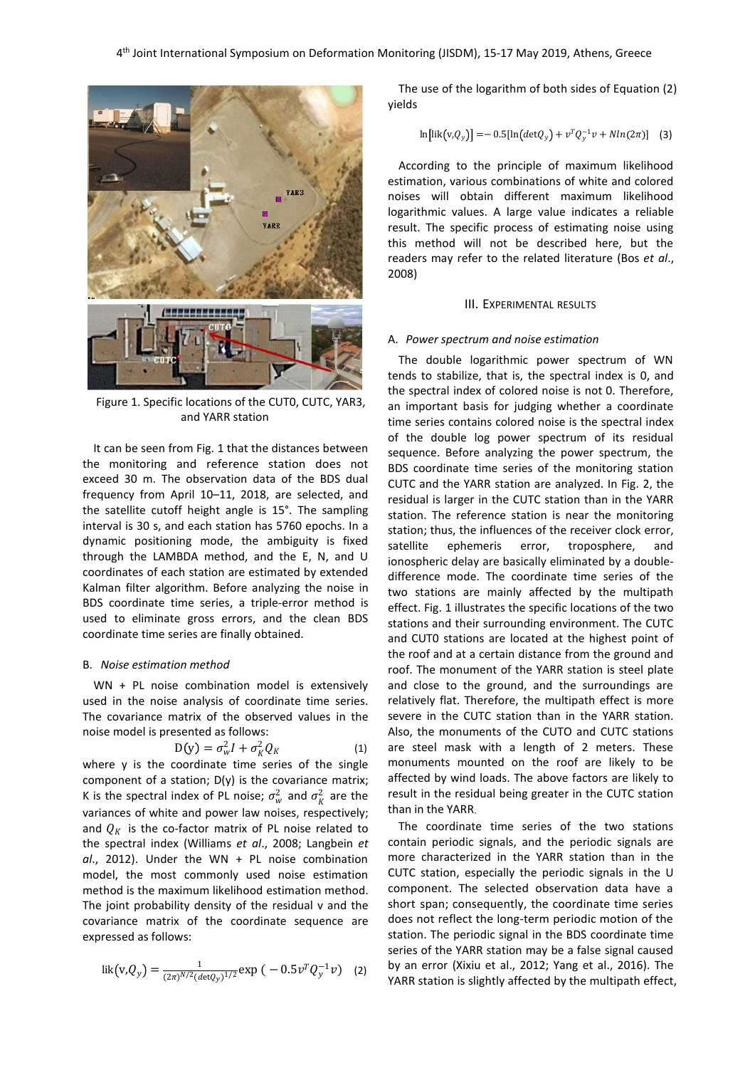Figure 1. Specific locations of the CUT0, CUTC, YAR3, and YARR station

It can be seen from Fig. 1 that the distances between the monitoring and reference station does not exceed 30 m. The observation data of the BDS dual frequency from April 10–11, 2018, are selected, and the satellite cutoff height angle is 15°. The sampling interval is 30 s, and each station has 5760 epochs. In a dynamic positioning mode, the ambiguity is fixed through the LAMBDA method, and the E, N, and U coordinates of each station are estimated by extended Kalman filter algorithm. Before analyzing the noise in BDS coordinate time series, a triple-error method is used to eliminate gross errors, and the clean BDS coordinate time series are finally obtained.

### B. *Noise estimation method*

WN + PL noise combination model is extensively used in the noise analysis of coordinate time series. The covariance matrix of the observed values in the noise model is presented as follows:

$$\mathrm{D(y)} = \sigma_w^2 I + \sigma_K^2 Q_K \quad (1)$$

where y is the coordinate time series of the single component of a station; D(y) is the covariance matrix; K is the spectral index of PL noise; $\sigma_w^2$ and $\sigma_K^2$ are the variances of white and power law noises, respectively; and $Q_K$ is the co-factor matrix of PL noise related to the spectral index (Williams *et al.*, 2008; Langbein *et al.*, 2012). Under the WN + PL noise combination model, the most commonly used noise estimation method is the maximum likelihood estimation method. The joint probability density of the residual v and the covariance matrix of the coordinate sequence are expressed as follows:

$$\mathrm{lik}(\mathrm{v}, Q_y) = \frac{1}{(2\pi)^{N/2}(\det Q_y)^{1/2}} \exp\left(-0.5 v^T Q_y^{-1} v\right) \quad (2)$$

The use of the logarithm of both sides of Equation (2) yields

$$\ln\left[\mathrm{lik}(\mathrm{v}, Q_y)\right] = -0.5\left[\ln(\det Q_y) + v^T Q_y^{-1} v + N\ln(2\pi)\right] \quad (3)$$

According to the principle of maximum likelihood estimation, various combinations of white and colored noises will obtain different maximum likelihood logarithmic values. A large value indicates a reliable result. The specific process of estimating noise using this method will not be described here, but the readers may refer to the related literature (Bos *et al.*, 2008)

## III. EXPERIMENTAL RESULTS

### A. *Power spectrum and noise estimation*

The double logarithmic power spectrum of WN tends to stabilize, that is, the spectral index is 0, and the spectral index of colored noise is not 0. Therefore, an important basis for judging whether a coordinate time series contains colored noise is the spectral index of the double log power spectrum of its residual sequence. Before analyzing the power spectrum, the BDS coordinate time series of the monitoring station CUTC and the YARR station are analyzed. In Fig. 2, the residual is larger in the CUTC station than in the YARR station. The reference station is near the monitoring station; thus, the influences of the receiver clock error, satellite ephemeris error, troposphere, and ionospheric delay are basically eliminated by a double-difference mode. The coordinate time series of the two stations are mainly affected by the multipath effect. Fig. 1 illustrates the specific locations of the two stations and their surrounding environment. The CUTC and CUT0 stations are located at the highest point of the roof and at a certain distance from the ground and roof. The monument of the YARR station is steel plate and close to the ground, and the surroundings are relatively flat. Therefore, the multipath effect is more severe in the CUTC station than in the YARR station. Also, the monuments of the CUTO and CUTC stations are steel mask with a length of 2 meters. These monuments mounted on the roof are likely to be affected by wind loads. The above factors are likely to result in the residual being greater in the CUTC station than in the YARR.

The coordinate time series of the two stations contain periodic signals, and the periodic signals are more characterized in the YARR station than in the CUTC station, especially the periodic signals in the U component. The selected observation data have a short span; consequently, the coordinate time series does not reflect the long-term periodic motion of the station. The periodic signal in the BDS coordinate time series of the YARR station may be a false signal caused by an error (Xixiu et al., 2012; Yang et al., 2016). The YARR station is slightly affected by the multipath effect,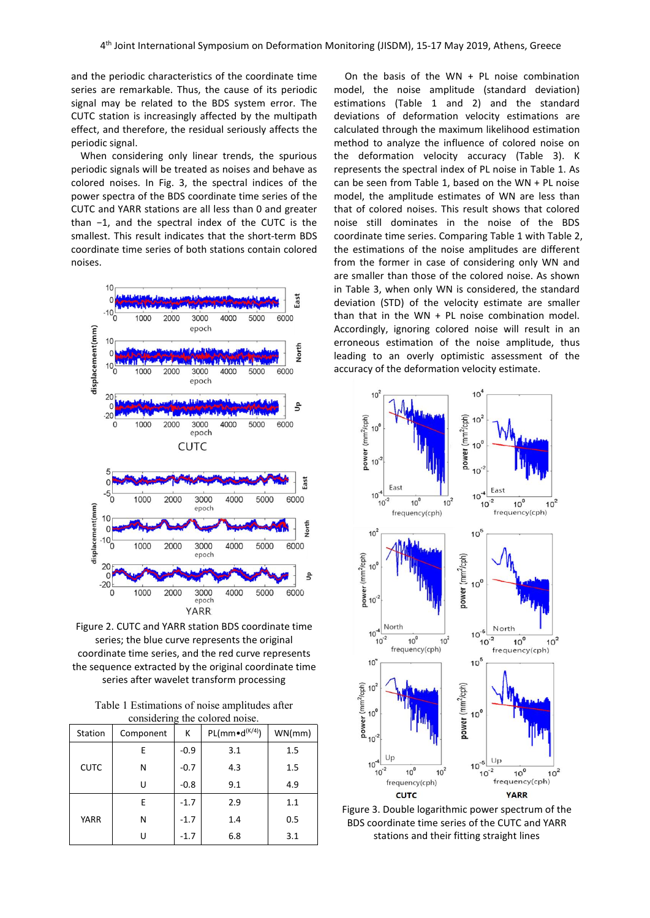and the periodic characteristics of the coordinate time series are remarkable. Thus, the cause of its periodic signal may be related to the BDS system error. The CUTC station is increasingly affected by the multipath effect, and therefore, the residual seriously affects the periodic signal.

When considering only linear trends, the spurious periodic signals will be treated as noises and behave as colored noises. In Fig. 3, the spectral indices of the power spectra of the BDS coordinate time series of the CUTC and YARR stations are all less than 0 and greater than −1, and the spectral index of the CUTC is the smallest. This result indicates that the short-term BDS coordinate time series of both stations contain colored noises.

Figure 2. CUTC and YARR station BDS coordinate time series; the blue curve represents the original coordinate time series, and the red curve represents the sequence extracted by the original coordinate time series after wavelet transform processing

Table 1 Estimations of noise amplitudes after considering the colored noise.

| Station | Component | K | PL(mm•d$^{(K/4)}$) | WN(mm) |
|---|---|---|---|---|
| CUTC | E | -0.9 | 3.1 | 1.5 |
| | N | -0.7 | 4.3 | 1.5 |
| | U | -0.8 | 9.1 | 4.9 |
| YARR | E | -1.7 | 2.9 | 1.1 |
| | N | -1.7 | 1.4 | 0.5 |
| | U | -1.7 | 6.8 | 3.1 |

On the basis of the WN + PL noise combination model, the noise amplitude (standard deviation) estimations (Table 1 and 2) and the standard deviations of deformation velocity estimations are calculated through the maximum likelihood estimation method to analyze the influence of colored noise on the deformation velocity accuracy (Table 3). K represents the spectral index of PL noise in Table 1. As can be seen from Table 1, based on the WN + PL noise model, the amplitude estimates of WN are less than that of colored noises. This result shows that colored noise still dominates in the noise of the BDS coordinate time series. Comparing Table 1 with Table 2, the estimations of the noise amplitudes are different from the former in case of considering only WN and are smaller than those of the colored noise. As shown in Table 3, when only WN is considered, the standard deviation (STD) of the velocity estimate are smaller than that in the WN + PL noise combination model. Accordingly, ignoring colored noise will result in an erroneous estimation of the noise amplitude, thus leading to an overly optimistic assessment of the accuracy of the deformation velocity estimate.

Figure 3. Double logarithmic power spectrum of the BDS coordinate time series of the CUTC and YARR stations and their fitting straight lines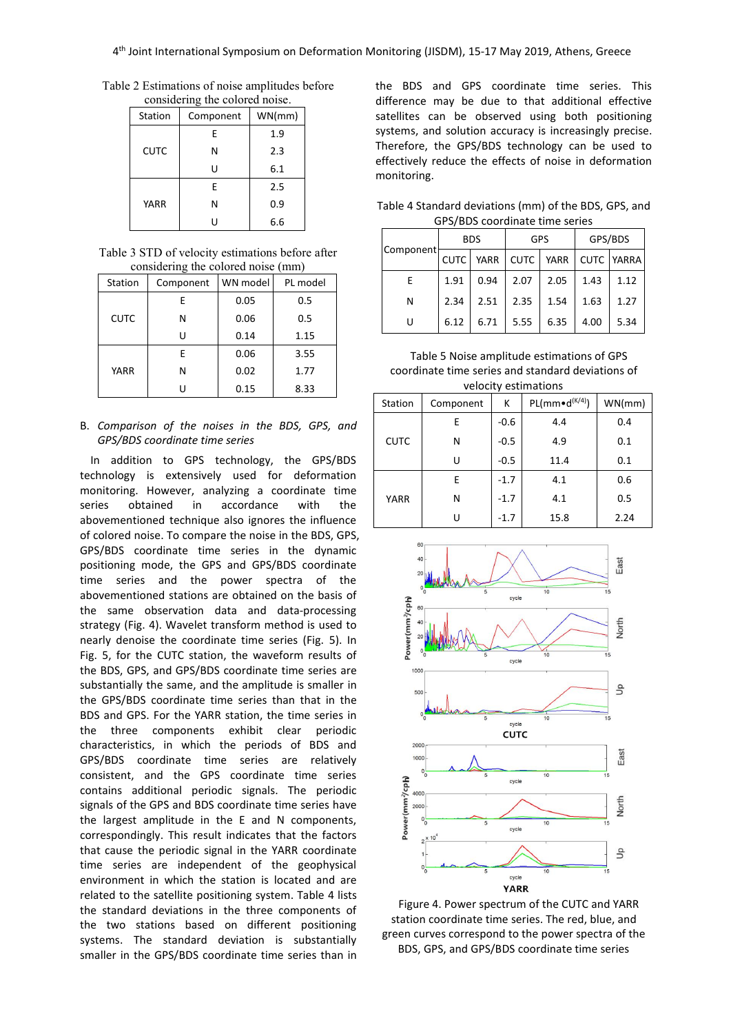Table 2 Estimations of noise amplitudes before considering the colored noise.

| Station | Component | WN(mm) |
|---|---|---|
| CUTC | E | 1.9 |
| | N | 2.3 |
| | U | 6.1 |
| YARR | E | 2.5 |
| | N | 0.9 |
| | U | 6.6 |

Table 3 STD of velocity estimations before after considering the colored noise (mm)

| Station | Component | WN model | PL model |
|---|---|---|---|
| CUTC | E | 0.05 | 0.5 |
| | N | 0.06 | 0.5 |
| | U | 0.14 | 1.15 |
| YARR | E | 0.06 | 3.55 |
| | N | 0.02 | 1.77 |
| | U | 0.15 | 8.33 |

B. *Comparison of the noises in the BDS, GPS, and GPS/BDS coordinate time series*

In addition to GPS technology, the GPS/BDS technology is extensively used for deformation monitoring. However, analyzing a coordinate time series obtained in accordance with the abovementioned technique also ignores the influence of colored noise. To compare the noise in the BDS, GPS, GPS/BDS coordinate time series in the dynamic positioning mode, the GPS and GPS/BDS coordinate time series and the power spectra of the abovementioned stations are obtained on the basis of the same observation data and data-processing strategy (Fig. 4). Wavelet transform method is used to nearly denoise the coordinate time series (Fig. 5). In Fig. 5, for the CUTC station, the waveform results of the BDS, GPS, and GPS/BDS coordinate time series are substantially the same, and the amplitude is smaller in the GPS/BDS coordinate time series than that in the BDS and GPS. For the YARR station, the time series in the three components exhibit clear periodic characteristics, in which the periods of BDS and GPS/BDS coordinate time series are relatively consistent, and the GPS coordinate time series contains additional periodic signals. The periodic signals of the GPS and BDS coordinate time series have the largest amplitude in the E and N components, correspondingly. This result indicates that the factors that cause the periodic signal in the YARR coordinate time series are independent of the geophysical environment in which the station is located and are related to the satellite positioning system. Table 4 lists the standard deviations in the three components of the two stations based on different positioning systems. The standard deviation is substantially smaller in the GPS/BDS coordinate time series than in the BDS and GPS coordinate time series. This difference may be due to that additional effective satellites can be observed using both positioning systems, and solution accuracy is increasingly precise. Therefore, the GPS/BDS technology can be used to effectively reduce the effects of noise in deformation monitoring.

Table 4 Standard deviations (mm) of the BDS, GPS, and GPS/BDS coordinate time series

| Component | BDS | | GPS | | GPS/BDS | |
|---|---|---|---|---|---|---|
| | CUTC | YARR | CUTC | YARR | CUTC | YARRA |
| E | 1.91 | 0.94 | 2.07 | 2.05 | 1.43 | 1.12 |
| N | 2.34 | 2.51 | 2.35 | 1.54 | 1.63 | 1.27 |
| U | 6.12 | 6.71 | 5.55 | 6.35 | 4.00 | 5.34 |

Table 5 Noise amplitude estimations of GPS coordinate time series and standard deviations of velocity estimations

| Station | Component | K | PL(mm•d$^{(K/4)}$) | WN(mm) |
|---|---|---|---|---|
| CUTC | E | -0.6 | 4.4 | 0.4 |
| | N | -0.5 | 4.9 | 0.1 |
| | U | -0.5 | 11.4 | 0.1 |
| YARR | E | -1.7 | 4.1 | 0.6 |
| | N | -1.7 | 4.1 | 0.5 |
| | U | -1.7 | 15.8 | 2.24 |

Figure 4. Power spectrum of the CUTC and YARR station coordinate time series. The red, blue, and green curves correspond to the power spectra of the BDS, GPS, and GPS/BDS coordinate time series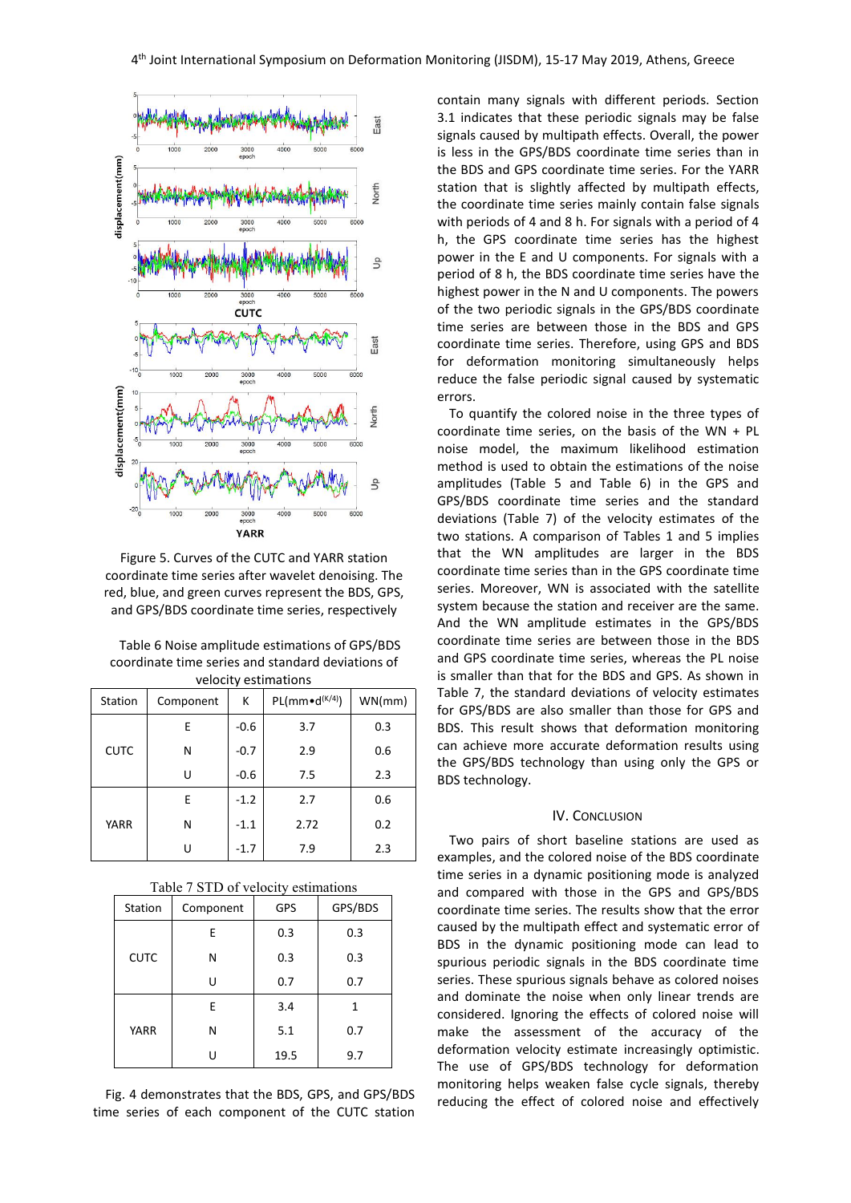Figure 5. Curves of the CUTC and YARR station coordinate time series after wavelet denoising. The red, blue, and green curves represent the BDS, GPS, and GPS/BDS coordinate time series, respectively

Table 6 Noise amplitude estimations of GPS/BDS coordinate time series and standard deviations of velocity estimations

| Station | Component | K | PL(mm•d$^{(K/4)}$) | WN(mm) |
|---|---|---|---|---|
| CUTC | E | -0.6 | 3.7 | 0.3 |
| | N | -0.7 | 2.9 | 0.6 |
| | U | -0.6 | 7.5 | 2.3 |
| YARR | E | -1.2 | 2.7 | 0.6 |
| | N | -1.1 | 2.72 | 0.2 |
| | U | -1.7 | 7.9 | 2.3 |

Table 7 STD of velocity estimations

| Station | Component | GPS | GPS/BDS |
|---|---|---|---|
| CUTC | E | 0.3 | 0.3 |
| | N | 0.3 | 0.3 |
| | U | 0.7 | 0.7 |
| YARR | E | 3.4 | 1 |
| | N | 5.1 | 0.7 |
| | U | 19.5 | 9.7 |

Fig. 4 demonstrates that the BDS, GPS, and GPS/BDS time series of each component of the CUTC station contain many signals with different periods. Section 3.1 indicates that these periodic signals may be false signals caused by multipath effects. Overall, the power is less in the GPS/BDS coordinate time series than in the BDS and GPS coordinate time series. For the YARR station that is slightly affected by multipath effects, the coordinate time series mainly contain false signals with periods of 4 and 8 h. For signals with a period of 4 h, the GPS coordinate time series has the highest power in the E and U components. For signals with a period of 8 h, the BDS coordinate time series have the highest power in the N and U components. The powers of the two periodic signals in the GPS/BDS coordinate time series are between those in the BDS and GPS coordinate time series. Therefore, using GPS and BDS for deformation monitoring simultaneously helps reduce the false periodic signal caused by systematic errors.

To quantify the colored noise in the three types of coordinate time series, on the basis of the WN + PL noise model, the maximum likelihood estimation method is used to obtain the estimations of the noise amplitudes (Table 5 and Table 6) in the GPS and GPS/BDS coordinate time series and the standard deviations (Table 7) of the velocity estimates of the two stations. A comparison of Tables 1 and 5 implies that the WN amplitudes are larger in the BDS coordinate time series than in the GPS coordinate time series. Moreover, WN is associated with the satellite system because the station and receiver are the same. And the WN amplitude estimates in the GPS/BDS coordinate time series are between those in the BDS and GPS coordinate time series, whereas the PL noise is smaller than that for the BDS and GPS. As shown in Table 7, the standard deviations of velocity estimates for GPS/BDS are also smaller than those for GPS and BDS. This result shows that deformation monitoring can achieve more accurate deformation results using the GPS/BDS technology than using only the GPS or BDS technology.

## IV. Conclusion

Two pairs of short baseline stations are used as examples, and the colored noise of the BDS coordinate time series in a dynamic positioning mode is analyzed and compared with those in the GPS and GPS/BDS coordinate time series. The results show that the error caused by the multipath effect and systematic error of BDS in the dynamic positioning mode can lead to spurious periodic signals in the BDS coordinate time series. These spurious signals behave as colored noises and dominate the noise when only linear trends are considered. Ignoring the effects of colored noise will make the assessment of the accuracy of the deformation velocity estimate increasingly optimistic. The use of GPS/BDS technology for deformation monitoring helps weaken false cycle signals, thereby reducing the effect of colored noise and effectively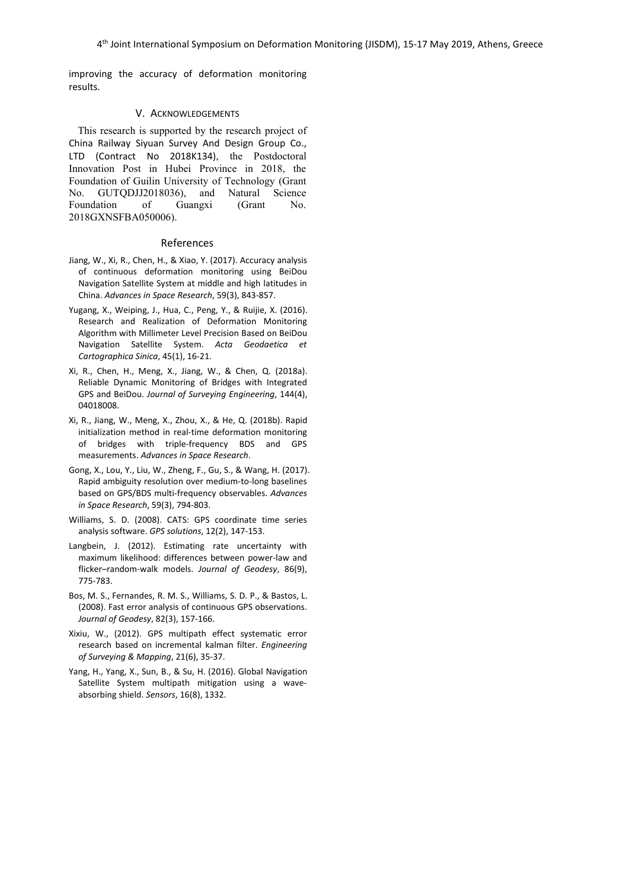improving the accuracy of deformation monitoring results.

## V. Acknowledgements

This research is supported by the research project of China Railway Siyuan Survey And Design Group Co., LTD (Contract No 2018K134), the Postdoctoral Innovation Post in Hubei Province in 2018, the Foundation of Guilin University of Technology (Grant No. GUTQDJJ2018036), and Natural Science Foundation of Guangxi (Grant No. 2018GXNSFBA050006).

## References

Jiang, W., Xi, R., Chen, H., & Xiao, Y. (2017). Accuracy analysis of continuous deformation monitoring using BeiDou Navigation Satellite System at middle and high latitudes in China. *Advances in Space Research*, 59(3), 843-857.

Yugang, X., Weiping, J., Hua, C., Peng, Y., & Ruijie, X. (2016). Research and Realization of Deformation Monitoring Algorithm with Millimeter Level Precision Based on BeiDou Navigation Satellite System. *Acta Geodaetica et Cartographica Sinica*, 45(1), 16-21.

Xi, R., Chen, H., Meng, X., Jiang, W., & Chen, Q. (2018a). Reliable Dynamic Monitoring of Bridges with Integrated GPS and BeiDou. *Journal of Surveying Engineering*, 144(4), 04018008.

Xi, R., Jiang, W., Meng, X., Zhou, X., & He, Q. (2018b). Rapid initialization method in real-time deformation monitoring of bridges with triple-frequency BDS and GPS measurements. *Advances in Space Research*.

Gong, X., Lou, Y., Liu, W., Zheng, F., Gu, S., & Wang, H. (2017). Rapid ambiguity resolution over medium-to-long baselines based on GPS/BDS multi-frequency observables. *Advances in Space Research*, 59(3), 794-803.

Williams, S. D. (2008). CATS: GPS coordinate time series analysis software. *GPS solutions*, 12(2), 147-153.

Langbein, J. (2012). Estimating rate uncertainty with maximum likelihood: differences between power-law and flicker–random-walk models. *Journal of Geodesy*, 86(9), 775-783.

Bos, M. S., Fernandes, R. M. S., Williams, S. D. P., & Bastos, L. (2008). Fast error analysis of continuous GPS observations. *Journal of Geodesy*, 82(3), 157-166.

Xixiu, W., (2012). GPS multipath effect systematic error research based on incremental kalman filter. *Engineering of Surveying & Mapping*, 21(6), 35-37.

Yang, H., Yang, X., Sun, B., & Su, H. (2016). Global Navigation Satellite System multipath mitigation using a wave-absorbing shield. *Sensors*, 16(8), 1332.